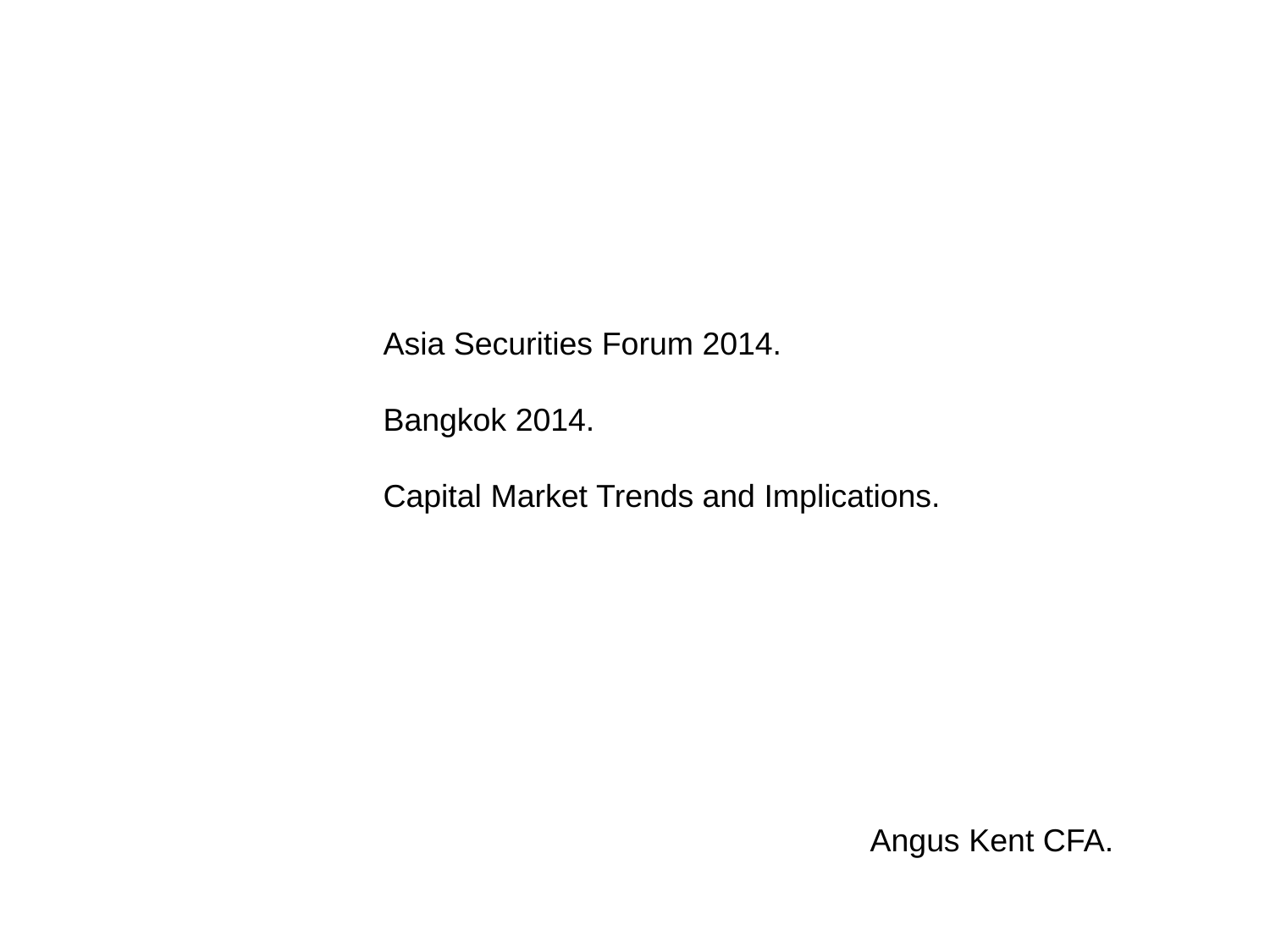Asia Securities Forum 2014.

Bangkok 2014.

Capital Market Trends and Implications.

Angus Kent CFA.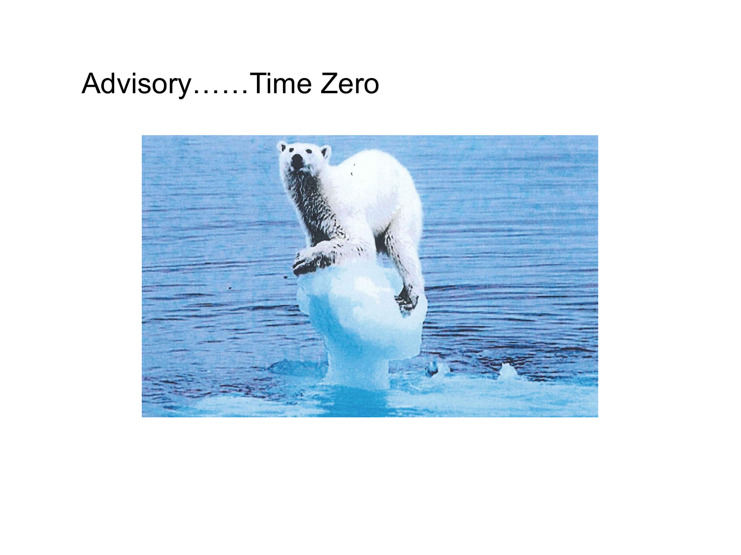# Advisory……Time Zero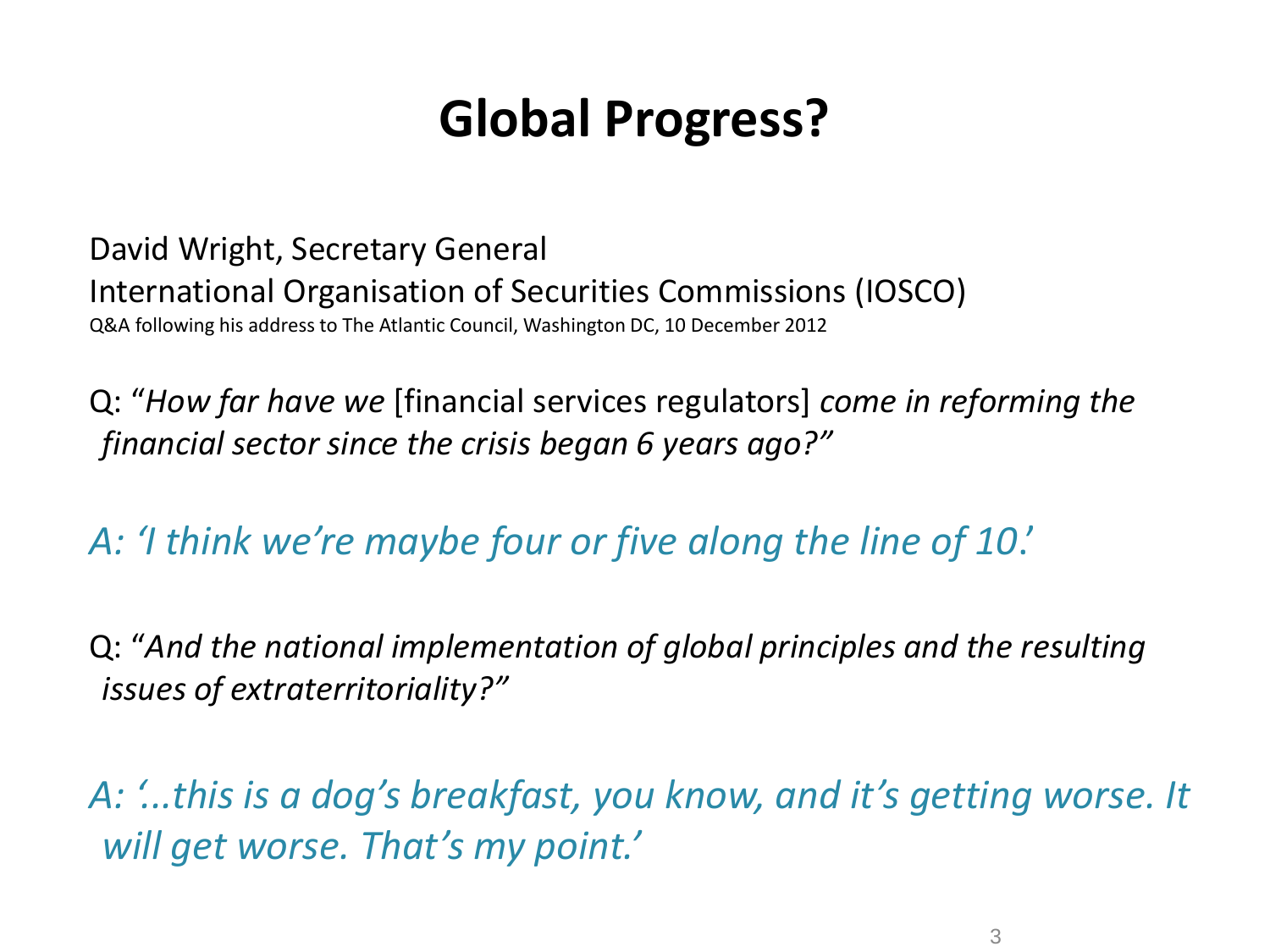# Global Progress?

David Wright, Secretary General
International Organisation of Securities Commissions (IOSCO)
Q&A following his address to The Atlantic Council, Washington DC, 10 December 2012

Q: "*How far have we* [financial services regulators] *come in reforming the financial sector since the crisis began 6 years ago?"*

*A: 'I think we're maybe four or five along the line of 10.'*

Q: "*And the national implementation of global principles and the resulting issues of extraterritoriality?"*

*A: '...this is a dog's breakfast, you know, and it's getting worse. It will get worse. That's my point.'*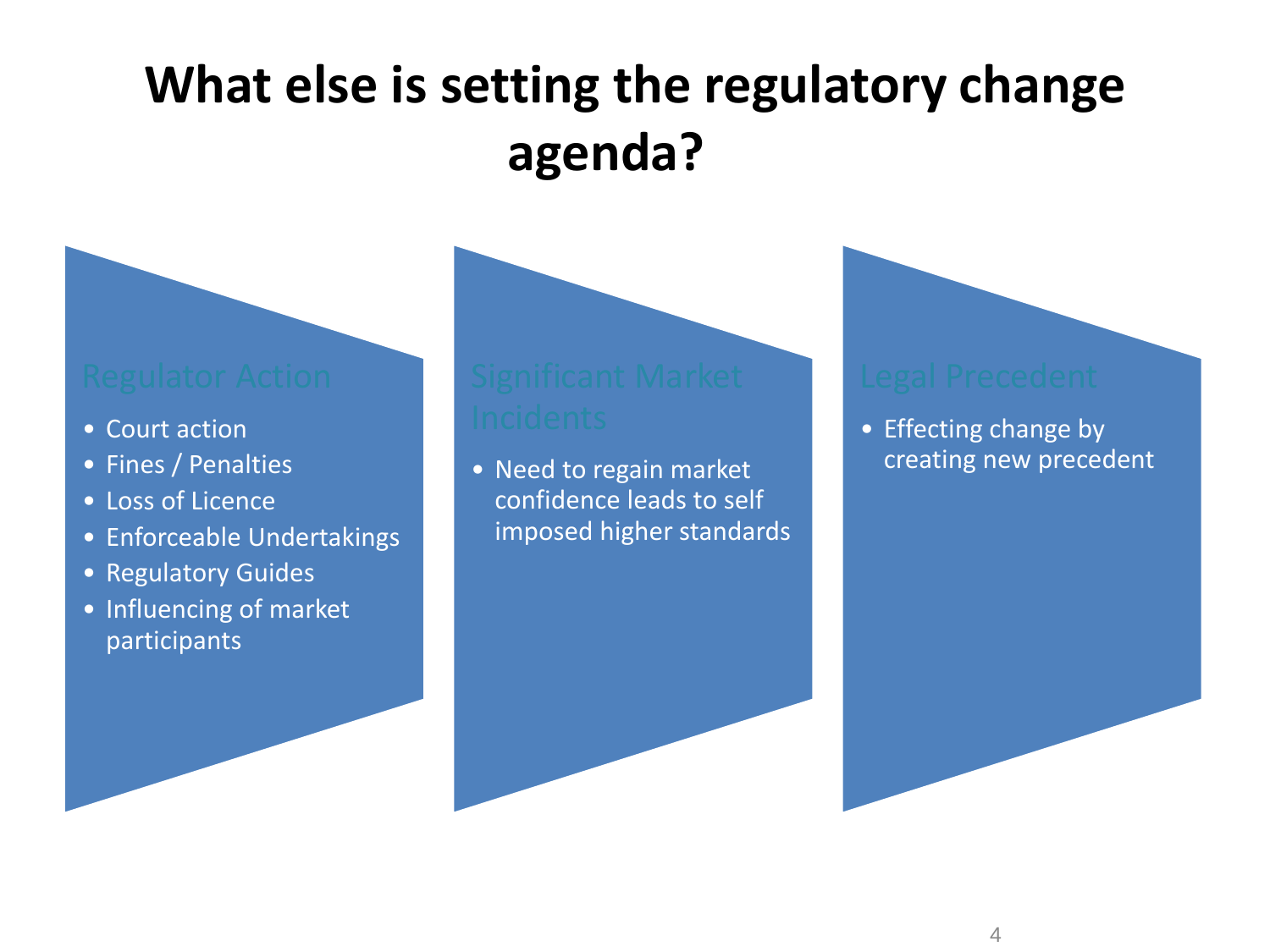# What else is setting the regulatory change agenda?

## Regulator Action

- Court action
- Fines / Penalties
- Loss of Licence
- Enforceable Undertakings
- Regulatory Guides
- Influencing of market participants

## Significant Market Incidents

- Need to regain market confidence leads to self imposed higher standards

## Legal Precedent

- Effecting change by creating new precedent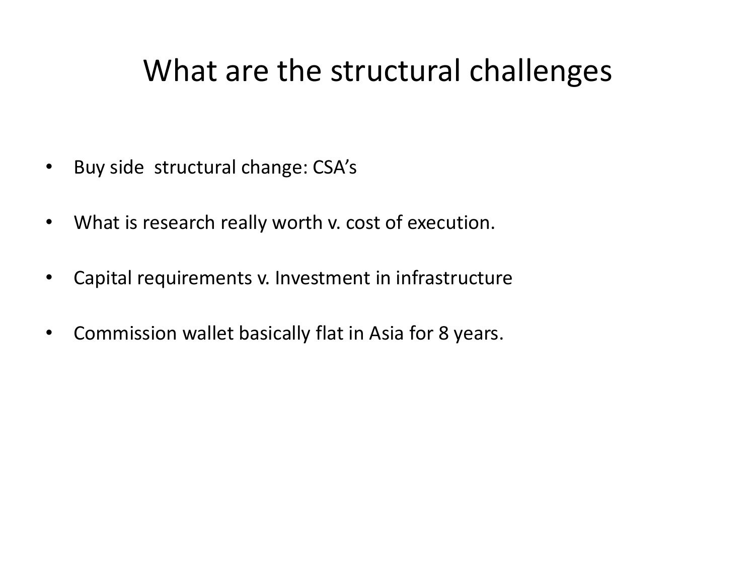# What are the structural challenges

- Buy side  structural change: CSA's
- What is research really worth v. cost of execution.
- Capital requirements v. Investment in infrastructure
- Commission wallet basically flat in Asia for 8 years.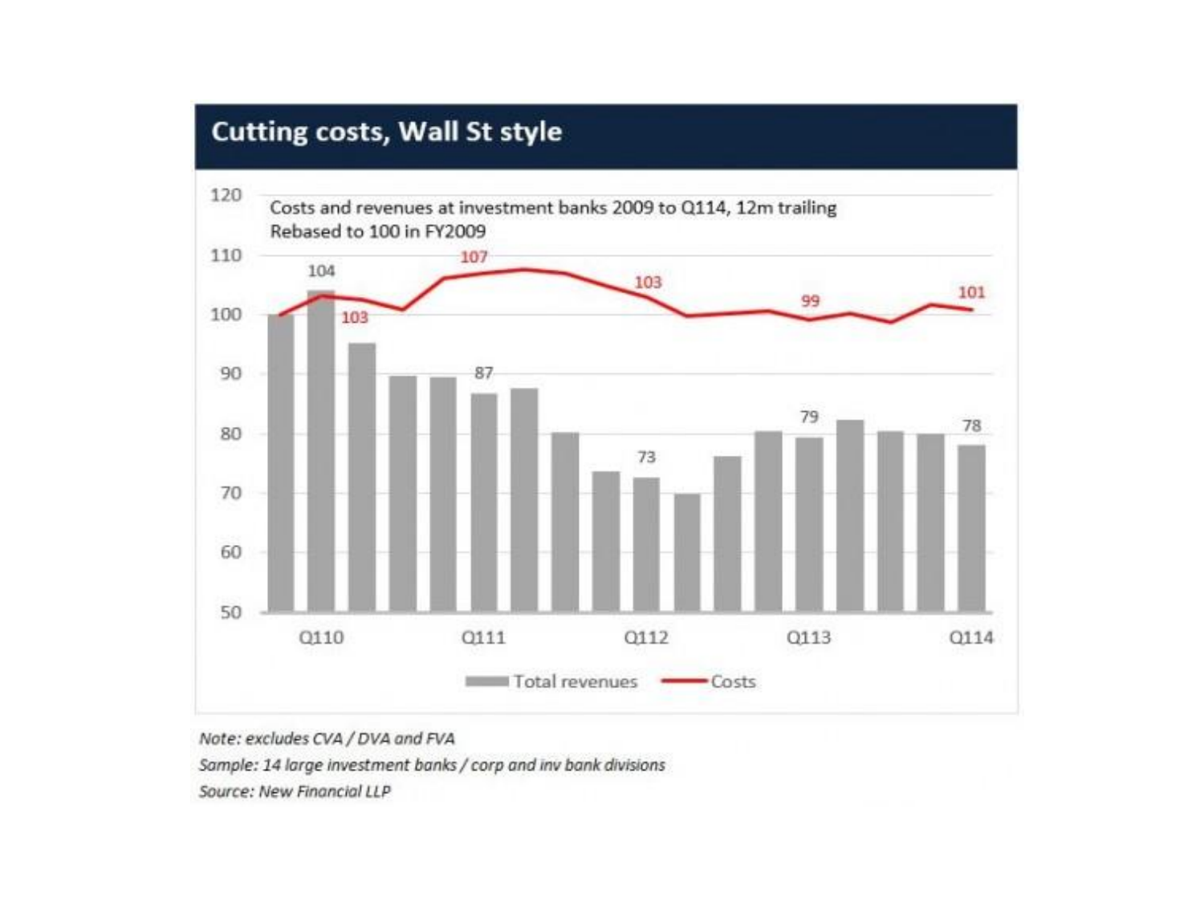## Cutting costs, Wall St style

Costs and revenues at investment banks 2009 to Q114, 12m trailing
Rebased to 100 in FY2009

120
110
100
90
80
70
60
50

104
103
107
87
103
73
79
99
78
101

Q110
Q111
Q112
Q113
Q114

Total revenues
Costs

*Note: excludes CVA / DVA and FVA*

*Sample: 14 large investment banks / corp and inv bank divisions*

*Source: New Financial LLP*